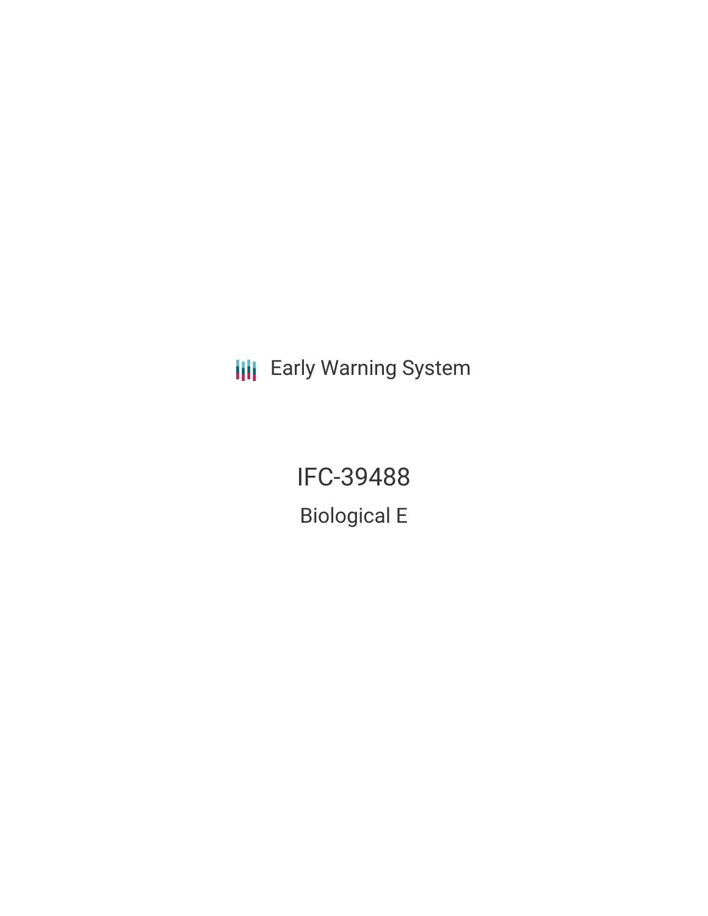Early Warning System

# IFC-39488

## Biological E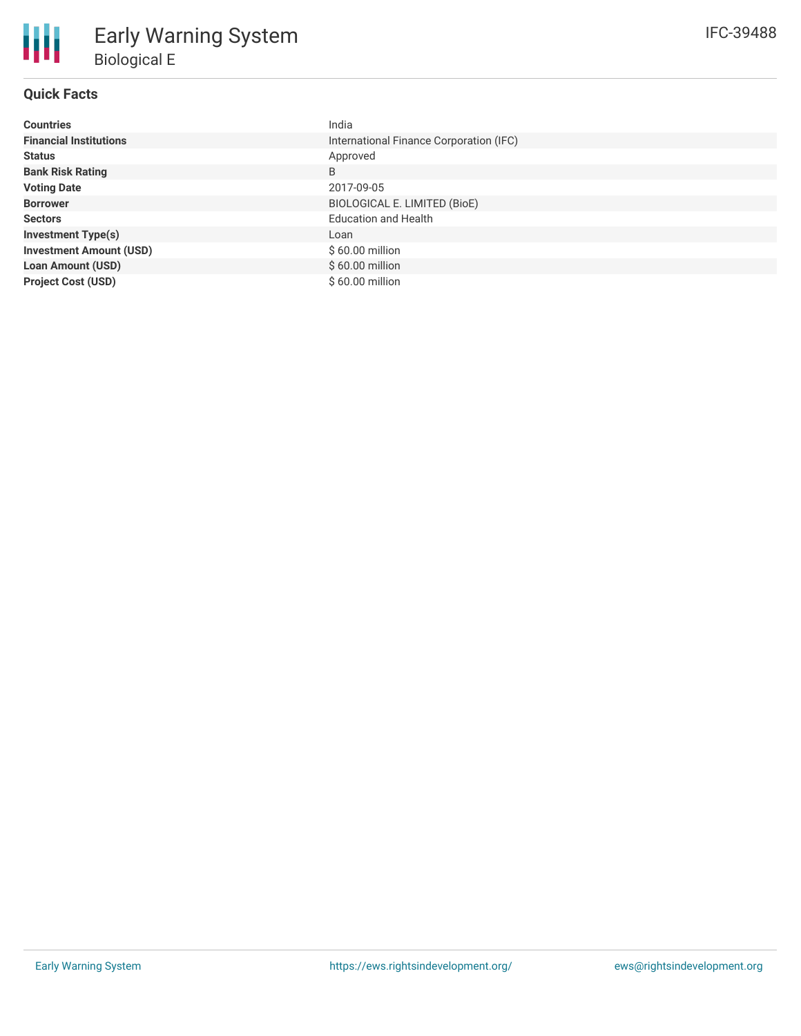## Quick Facts

| | |
|---|---|
| **Countries** | India |
| **Financial Institutions** | International Finance Corporation (IFC) |
| **Status** | Approved |
| **Bank Risk Rating** | B |
| **Voting Date** | 2017-09-05 |
| **Borrower** | BIOLOGICAL E. LIMITED (BioE) |
| **Sectors** | Education and Health |
| **Investment Type(s)** | Loan |
| **Investment Amount (USD)** | $ 60.00 million |
| **Loan Amount (USD)** | $ 60.00 million |
| **Project Cost (USD)** | $ 60.00 million |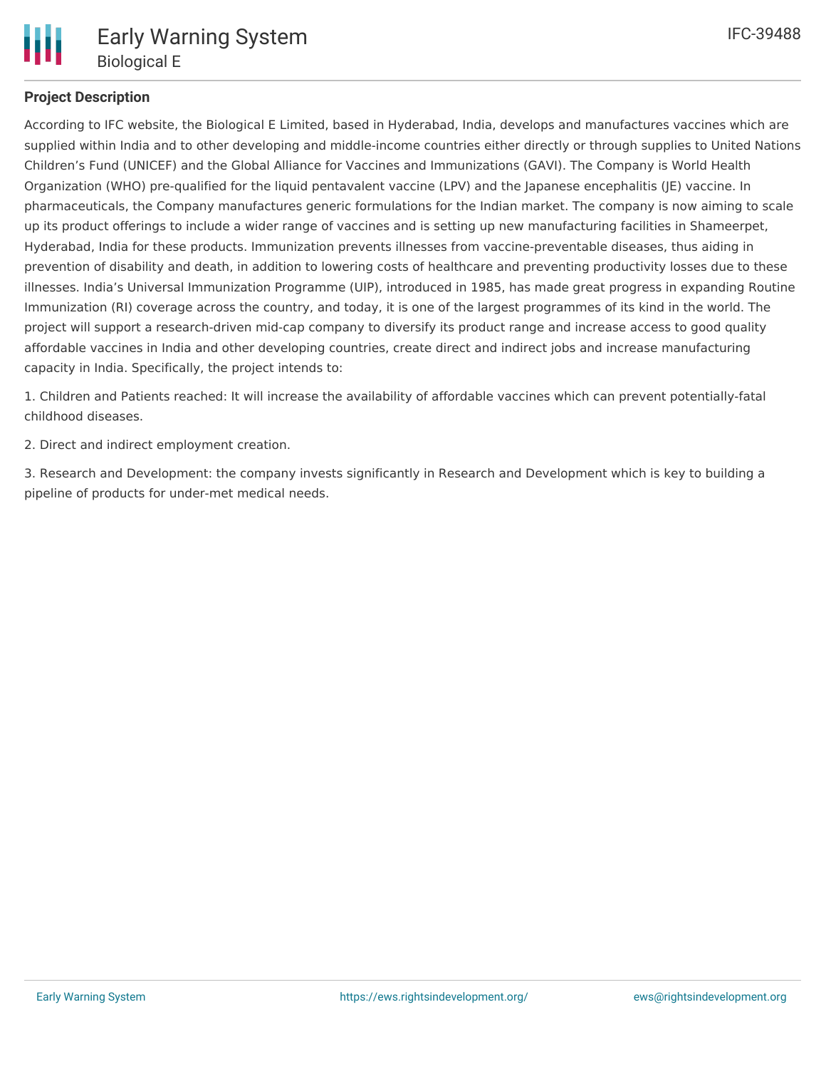## Project Description

According to IFC website, the Biological E Limited, based in Hyderabad, India, develops and manufactures vaccines which are supplied within India and to other developing and middle-income countries either directly or through supplies to United Nations Children's Fund (UNICEF) and the Global Alliance for Vaccines and Immunizations (GAVI). The Company is World Health Organization (WHO) pre-qualified for the liquid pentavalent vaccine (LPV) and the Japanese encephalitis (JE) vaccine. In pharmaceuticals, the Company manufactures generic formulations for the Indian market. The company is now aiming to scale up its product offerings to include a wider range of vaccines and is setting up new manufacturing facilities in Shameerpet, Hyderabad, India for these products. Immunization prevents illnesses from vaccine-preventable diseases, thus aiding in prevention of disability and death, in addition to lowering costs of healthcare and preventing productivity losses due to these illnesses. India's Universal Immunization Programme (UIP), introduced in 1985, has made great progress in expanding Routine Immunization (RI) coverage across the country, and today, it is one of the largest programmes of its kind in the world. The project will support a research-driven mid-cap company to diversify its product range and increase access to good quality affordable vaccines in India and other developing countries, create direct and indirect jobs and increase manufacturing capacity in India. Specifically, the project intends to:

1. Children and Patients reached: It will increase the availability of affordable vaccines which can prevent potentially-fatal childhood diseases.

2. Direct and indirect employment creation.

3. Research and Development: the company invests significantly in Research and Development which is key to building a pipeline of products for under-met medical needs.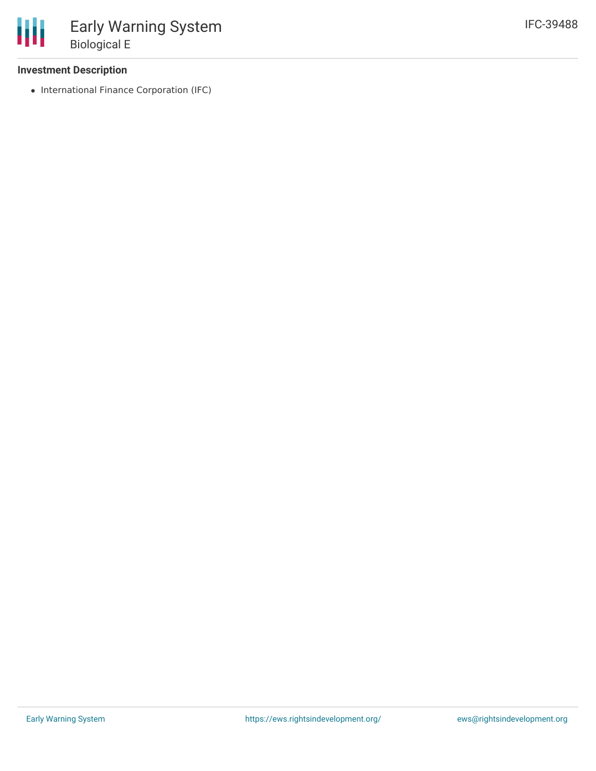### Investment Description

- International Finance Corporation (IFC)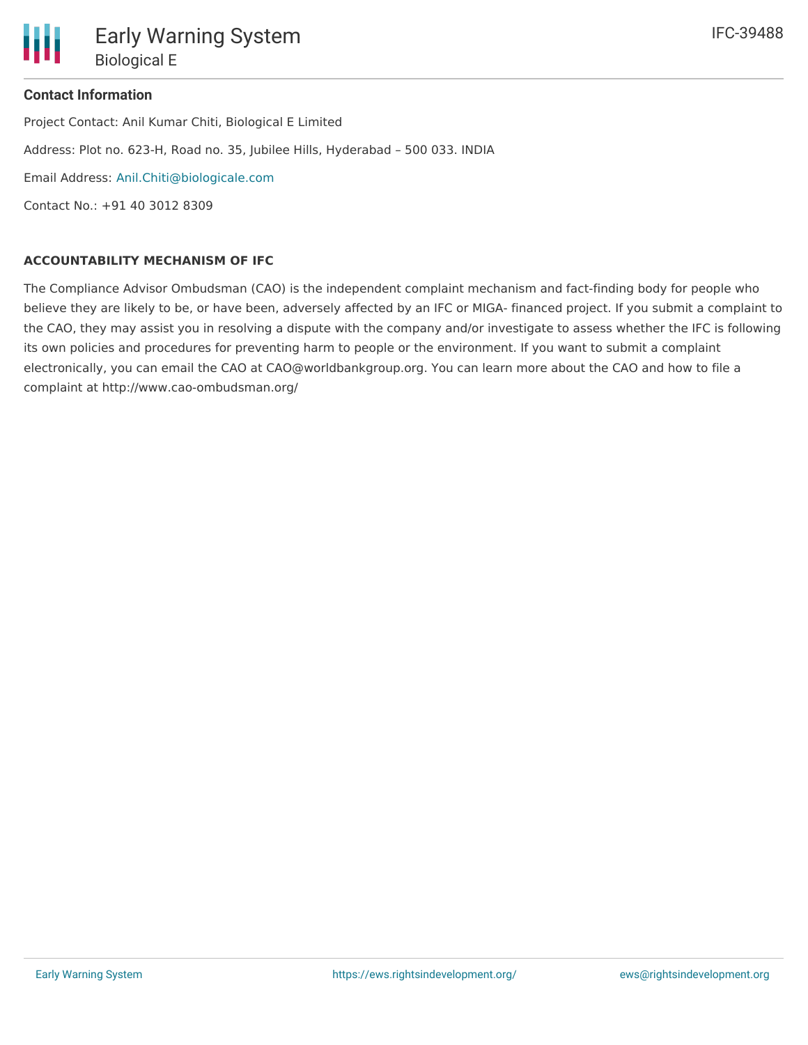**Contact Information**

Project Contact: Anil Kumar Chiti, Biological E Limited

Address: Plot no. 623-H, Road no. 35, Jubilee Hills, Hyderabad – 500 033. INDIA

Email Address: Anil.Chiti@biologicale.com

Contact No.: +91 40 3012 8309

**ACCOUNTABILITY MECHANISM OF IFC**

The Compliance Advisor Ombudsman (CAO) is the independent complaint mechanism and fact-finding body for people who believe they are likely to be, or have been, adversely affected by an IFC or MIGA- financed project. If you submit a complaint to the CAO, they may assist you in resolving a dispute with the company and/or investigate to assess whether the IFC is following its own policies and procedures for preventing harm to people or the environment. If you want to submit a complaint electronically, you can email the CAO at CAO@worldbankgroup.org. You can learn more about the CAO and how to file a complaint at http://www.cao-ombudsman.org/